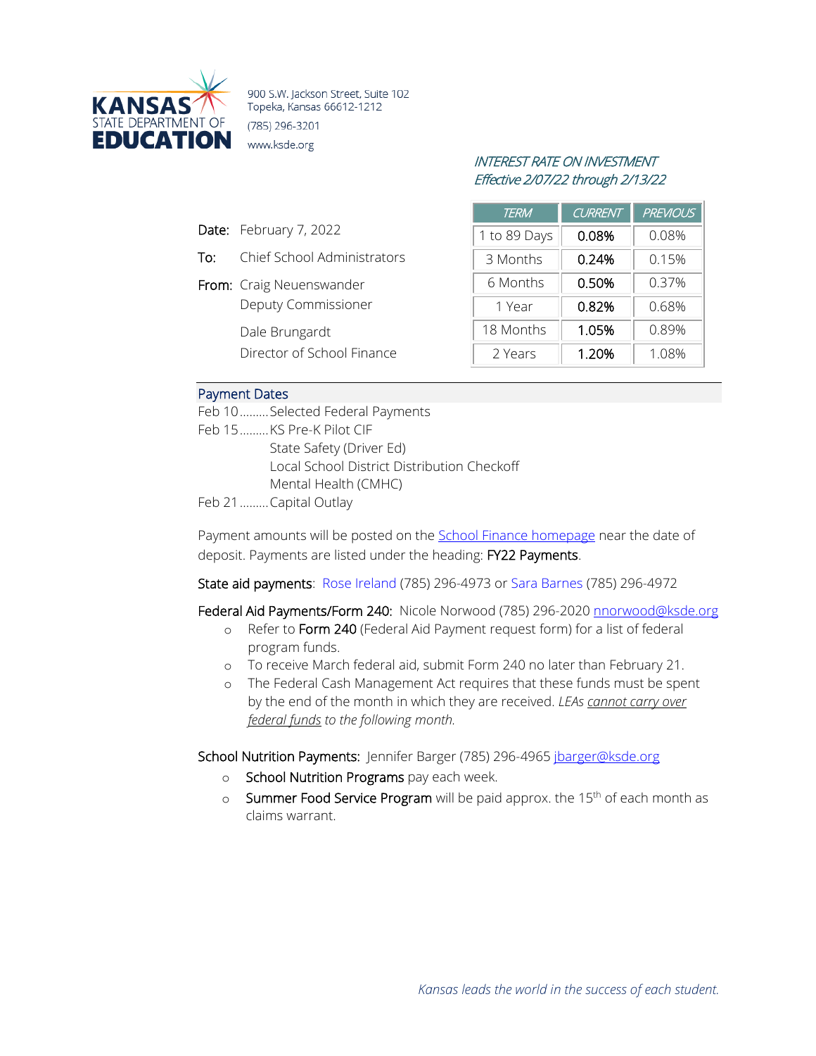**KANSAS STATE DEPARTMENT OF EDUCATION**

900 S.W. Jackson Street, Suite 102
Topeka, Kansas 66612-1212
(785) 296-3201
www.ksde.org

*INTEREST RATE ON INVESTMENT*
*Effective 2/07/22 through 2/13/22*

| TERM | CURRENT | PREVIOUS |
|---|---|---|
| 1 to 89 Days | 0.08% | 0.08% |
| 3 Months | 0.24% | 0.15% |
| 6 Months | 0.50% | 0.37% |
| 1 Year | 0.82% | 0.68% |
| 18 Months | 1.05% | 0.89% |
| 2 Years | 1.20% | 1.08% |

Date: February 7, 2022

To: Chief School Administrators

From: Craig Neuenswander
Deputy Commissioner

Dale Brungardt
Director of School Finance

## Payment Dates

Feb 10 ......... Selected Federal Payments
Feb 15 ......... KS Pre-K Pilot CIF
State Safety (Driver Ed)
Local School District Distribution Checkoff
Mental Health (CMHC)
Feb 21 ......... Capital Outlay

Payment amounts will be posted on the School Finance homepage near the date of deposit. Payments are listed under the heading: FY22 Payments.

State aid payments: Rose Ireland (785) 296-4973 or Sara Barnes (785) 296-4972

Federal Aid Payments/Form 240: Nicole Norwood (785) 296-2020 nnorwood@ksde.org

- Refer to Form 240 (Federal Aid Payment request form) for a list of federal program funds.
- To receive March federal aid, submit Form 240 no later than February 21.
- The Federal Cash Management Act requires that these funds must be spent by the end of the month in which they are received. *LEAs cannot carry over federal funds to the following month.*

School Nutrition Payments: Jennifer Barger (785) 296-4965 jbarger@ksde.org

- School Nutrition Programs pay each week.
- Summer Food Service Program will be paid approx. the 15th of each month as claims warrant.

*Kansas leads the world in the success of each student.*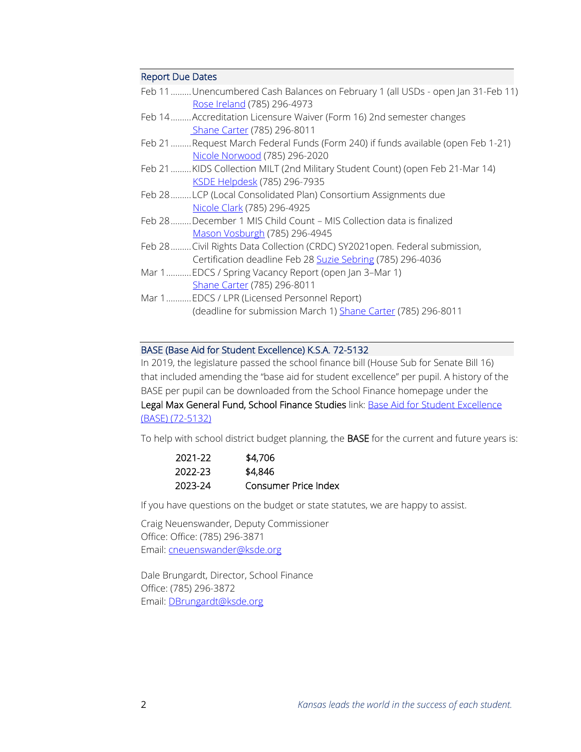## Report Due Dates

Feb 11 ......... Unencumbered Cash Balances on February 1 (all USDs - open Jan 31-Feb 11)
Rose Ireland (785) 296-4973

Feb 14 ......... Accreditation Licensure Waiver (Form 16) 2nd semester changes
Shane Carter (785) 296-8011

Feb 21 ......... Request March Federal Funds (Form 240) if funds available (open Feb 1-21)
Nicole Norwood (785) 296-2020

Feb 21 ......... KIDS Collection MILT (2nd Military Student Count) (open Feb 21-Mar 14)
KSDE Helpdesk (785) 296-7935

Feb 28 ......... LCP (Local Consolidated Plan) Consortium Assignments due
Nicole Clark (785) 296-4925

Feb 28 ......... December 1 MIS Child Count – MIS Collection data is finalized
Mason Vosburgh (785) 296-4945

Feb 28 ......... Civil Rights Data Collection (CRDC) SY2021open. Federal submission,
Certification deadline Feb 28 Suzie Sebring (785) 296-4036

Mar 1 ........... EDCS / Spring Vacancy Report (open Jan 3–Mar 1)
Shane Carter (785) 296-8011

Mar 1 ........... EDCS / LPR (Licensed Personnel Report)
(deadline for submission March 1) Shane Carter (785) 296-8011

## BASE (Base Aid for Student Excellence) K.S.A. 72-5132

In 2019, the legislature passed the school finance bill (House Sub for Senate Bill 16) that included amending the "base aid for student excellence" per pupil. A history of the BASE per pupil can be downloaded from the School Finance homepage under the **Legal Max General Fund, School Finance Studies** link: Base Aid for Student Excellence (BASE) (72-5132)

To help with school district budget planning, the **BASE** for the current and future years is:

| | |
|---|---|
| 2021-22 | $4,706 |
| 2022-23 | $4,846 |
| 2023-24 | Consumer Price Index |

If you have questions on the budget or state statutes, we are happy to assist.

Craig Neuenswander, Deputy Commissioner
Office: Office: (785) 296-3871
Email: cneuenswander@ksde.org

Dale Brungardt, Director, School Finance
Office: (785) 296-3872
Email: DBrungardt@ksde.org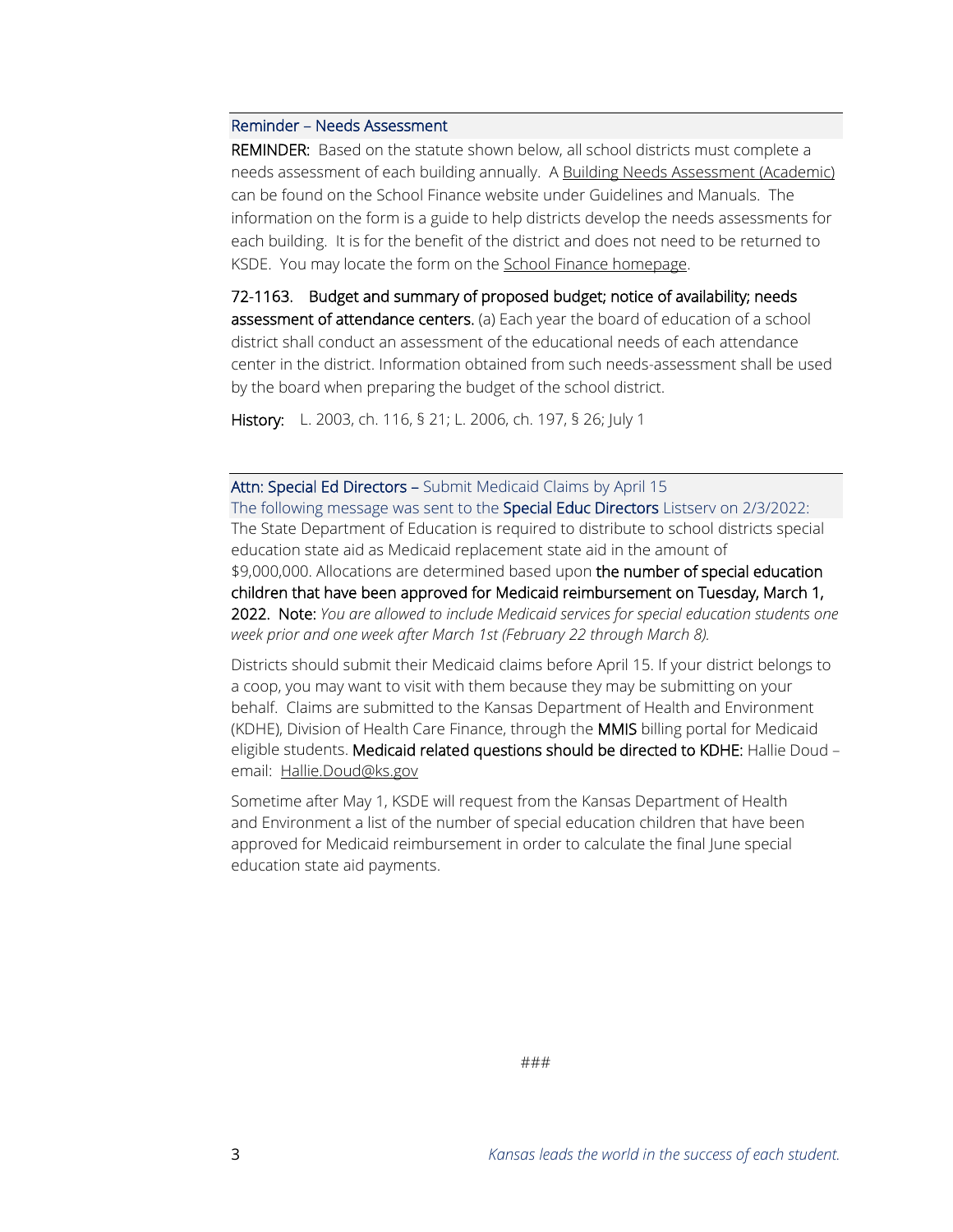## Reminder – Needs Assessment

**REMINDER:** Based on the statute shown below, all school districts must complete a needs assessment of each building annually. A Building Needs Assessment (Academic) can be found on the School Finance website under Guidelines and Manuals. The information on the form is a guide to help districts develop the needs assessments for each building. It is for the benefit of the district and does not need to be returned to KSDE. You may locate the form on the School Finance homepage.

**72-1163. Budget and summary of proposed budget; notice of availability; needs assessment of attendance centers.** (a) Each year the board of education of a school district shall conduct an assessment of the educational needs of each attendance center in the district. Information obtained from such needs-assessment shall be used by the board when preparing the budget of the school district.

**History:** L. 2003, ch. 116, § 21; L. 2006, ch. 197, § 26; July 1

## Attn: Special Ed Directors – Submit Medicaid Claims by April 15

The following message was sent to the **Special Educ Directors** Listserv on 2/3/2022:

The State Department of Education is required to distribute to school districts special education state aid as Medicaid replacement state aid in the amount of $9,000,000. Allocations are determined based upon **the number of special education children that have been approved for Medicaid reimbursement on Tuesday, March 1, 2022.** **Note:** *You are allowed to include Medicaid services for special education students one week prior and one week after March 1st (February 22 through March 8).*

Districts should submit their Medicaid claims before April 15. If your district belongs to a coop, you may want to visit with them because they may be submitting on your behalf. Claims are submitted to the Kansas Department of Health and Environment (KDHE), Division of Health Care Finance, through the **MMIS** billing portal for Medicaid eligible students. **Medicaid related questions should be directed to KDHE:** Hallie Doud – email: Hallie.Doud@ks.gov

Sometime after May 1, KSDE will request from the Kansas Department of Health and Environment a list of the number of special education children that have been approved for Medicaid reimbursement in order to calculate the final June special education state aid payments.

###